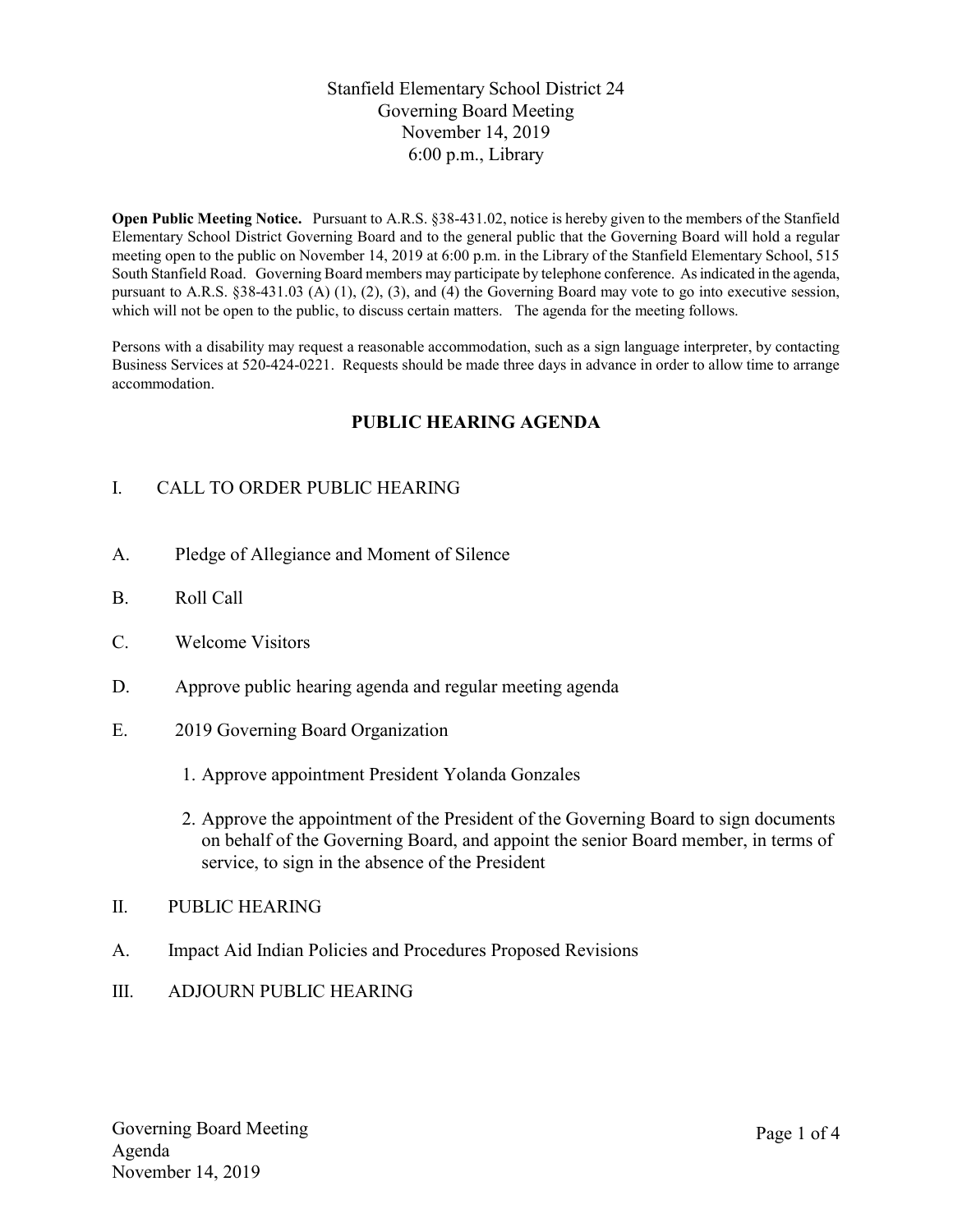# Stanfield Elementary School District 24
## Governing Board Meeting
## November 14, 2019
## 6:00 p.m., Library

**Open Public Meeting Notice.** Pursuant to A.R.S. §38-431.02, notice is hereby given to the members of the Stanfield Elementary School District Governing Board and to the general public that the Governing Board will hold a regular meeting open to the public on November 14, 2019 at 6:00 p.m. in the Library of the Stanfield Elementary School, 515 South Stanfield Road. Governing Board members may participate by telephone conference. As indicated in the agenda, pursuant to A.R.S. §38-431.03 (A) (1), (2), (3), and (4) the Governing Board may vote to go into executive session, which will not be open to the public, to discuss certain matters. The agenda for the meeting follows.

Persons with a disability may request a reasonable accommodation, such as a sign language interpreter, by contacting Business Services at 520-424-0221. Requests should be made three days in advance in order to allow time to arrange accommodation.

## PUBLIC HEARING AGENDA

I. CALL TO ORDER PUBLIC HEARING

A. Pledge of Allegiance and Moment of Silence

B. Roll Call

C. Welcome Visitors

D. Approve public hearing agenda and regular meeting agenda

E. 2019 Governing Board Organization

1. Approve appointment President Yolanda Gonzales
2. Approve the appointment of the President of the Governing Board to sign documents on behalf of the Governing Board, and appoint the senior Board member, in terms of service, to sign in the absence of the President

II. PUBLIC HEARING

A. Impact Aid Indian Policies and Procedures Proposed Revisions

III. ADJOURN PUBLIC HEARING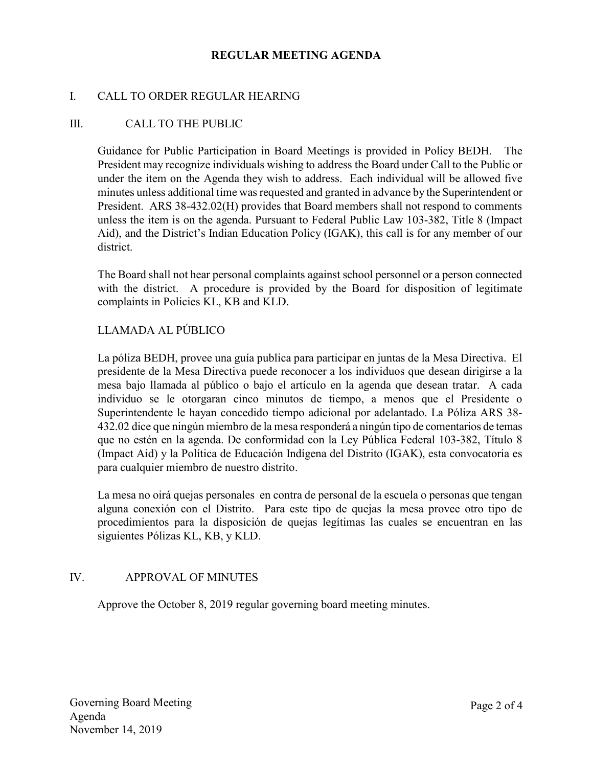# REGULAR MEETING AGENDA

## I. CALL TO ORDER REGULAR HEARING

## III. CALL TO THE PUBLIC

Guidance for Public Participation in Board Meetings is provided in Policy BEDH. The President may recognize individuals wishing to address the Board under Call to the Public or under the item on the Agenda they wish to address. Each individual will be allowed five minutes unless additional time was requested and granted in advance by the Superintendent or President. ARS 38-432.02(H) provides that Board members shall not respond to comments unless the item is on the agenda. Pursuant to Federal Public Law 103-382, Title 8 (Impact Aid), and the District's Indian Education Policy (IGAK), this call is for any member of our district.

The Board shall not hear personal complaints against school personnel or a person connected with the district. A procedure is provided by the Board for disposition of legitimate complaints in Policies KL, KB and KLD.

### LLAMADA AL PÚBLICO

La póliza BEDH, provee una guía publica para participar en juntas de la Mesa Directiva. El presidente de la Mesa Directiva puede reconocer a los individuos que desean dirigirse a la mesa bajo llamada al público o bajo el artículo en la agenda que desean tratar. A cada individuo se le otorgaran cinco minutos de tiempo, a menos que el Presidente o Superintendente le hayan concedido tiempo adicional por adelantado. La Póliza ARS 38-432.02 dice que ningún miembro de la mesa responderá a ningún tipo de comentarios de temas que no estén en la agenda. De conformidad con la Ley Pública Federal 103-382, Título 8 (Impact Aid) y la Política de Educación Indígena del Distrito (IGAK), esta convocatoria es para cualquier miembro de nuestro distrito.

La mesa no oirá quejas personales en contra de personal de la escuela o personas que tengan alguna conexión con el Distrito. Para este tipo de quejas la mesa provee otro tipo de procedimientos para la disposición de quejas legítimas las cuales se encuentran en las siguientes Pólizas KL, KB, y KLD.

## IV. APPROVAL OF MINUTES

Approve the October 8, 2019 regular governing board meeting minutes.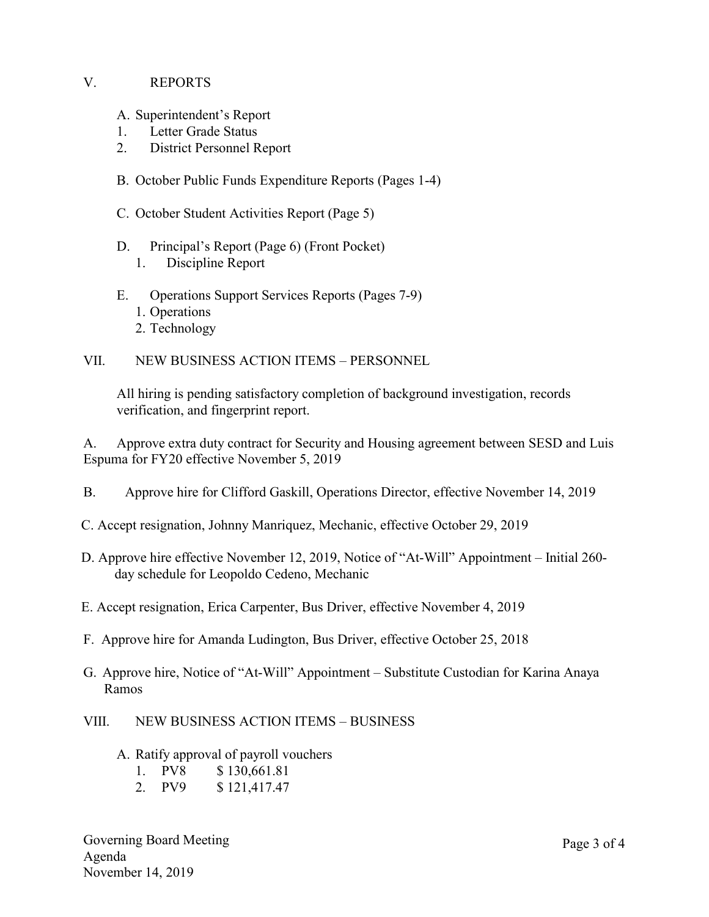## V. REPORTS

A. Superintendent's Report
1. Letter Grade Status
2. District Personnel Report

B. October Public Funds Expenditure Reports (Pages 1-4)

C. October Student Activities Report (Page 5)

D. Principal's Report (Page 6) (Front Pocket)
1. Discipline Report

E. Operations Support Services Reports (Pages 7-9)
1. Operations
2. Technology

## VII. NEW BUSINESS ACTION ITEMS – PERSONNEL

All hiring is pending satisfactory completion of background investigation, records verification, and fingerprint report.

A. Approve extra duty contract for Security and Housing agreement between SESD and Luis Espuma for FY20 effective November 5, 2019

B. Approve hire for Clifford Gaskill, Operations Director, effective November 14, 2019

C. Accept resignation, Johnny Manriquez, Mechanic, effective October 29, 2019

D. Approve hire effective November 12, 2019, Notice of "At-Will" Appointment – Initial 260-day schedule for Leopoldo Cedeno, Mechanic

E. Accept resignation, Erica Carpenter, Bus Driver, effective November 4, 2019

F. Approve hire for Amanda Ludington, Bus Driver, effective October 25, 2018

G. Approve hire, Notice of "At-Will" Appointment – Substitute Custodian for Karina Anaya Ramos

## VIII. NEW BUSINESS ACTION ITEMS – BUSINESS

A. Ratify approval of payroll vouchers
1. PV8 $ 130,661.81
2. PV9 $ 121,417.47

Governing Board Meeting
Agenda
November 14, 2019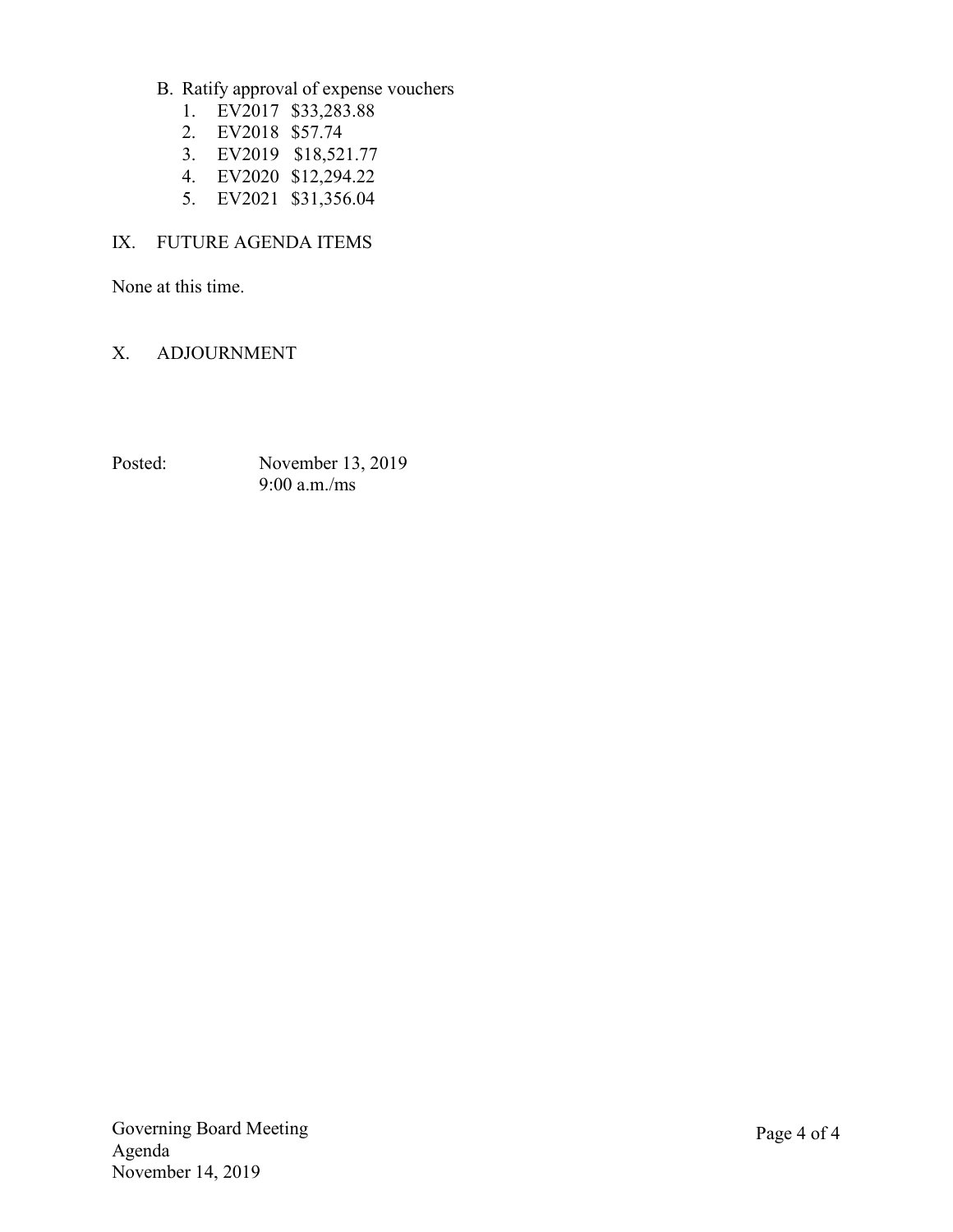B. Ratify approval of expense vouchers
   1. EV2017 $33,283.88
   2. EV2018 $57.74
   3. EV2019 $18,521.77
   4. EV2020 $12,294.22
   5. EV2021 $31,356.04

## IX. FUTURE AGENDA ITEMS

None at this time.

## X. ADJOURNMENT

Posted: November 13, 2019
9:00 a.m./ms